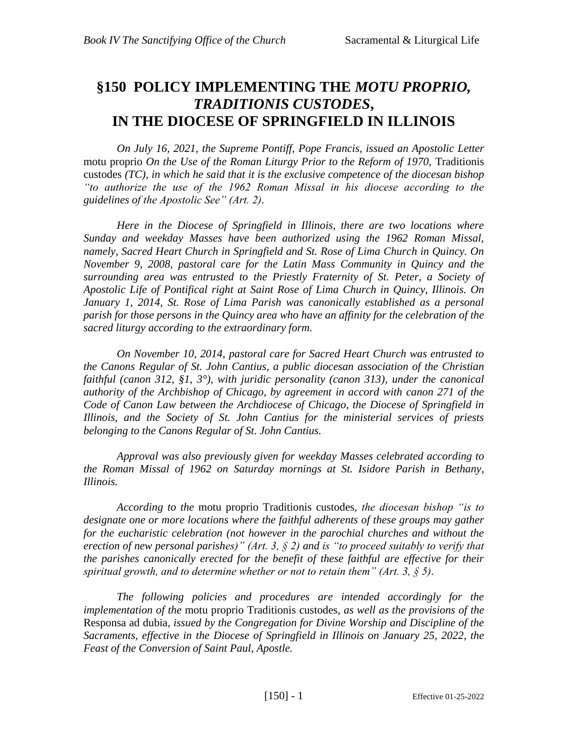# §150 POLICY IMPLEMENTING THE *MOTU PROPRIO, TRADITIONIS CUSTODES*, IN THE DIOCESE OF SPRINGFIELD IN ILLINOIS

*On July 16, 2021, the Supreme Pontiff, Pope Francis, issued an Apostolic Letter* motu proprio *On the Use of the Roman Liturgy Prior to the Reform of 1970,* Traditionis custodes *(TC), in which he said that it is the exclusive competence of the diocesan bishop "to authorize the use of the 1962 Roman Missal in his diocese according to the guidelines of the Apostolic See" (Art. 2).*

*Here in the Diocese of Springfield in Illinois, there are two locations where Sunday and weekday Masses have been authorized using the 1962 Roman Missal, namely, Sacred Heart Church in Springfield and St. Rose of Lima Church in Quincy. On November 9, 2008, pastoral care for the Latin Mass Community in Quincy and the surrounding area was entrusted to the Priestly Fraternity of St. Peter, a Society of Apostolic Life of Pontifical right at Saint Rose of Lima Church in Quincy, Illinois. On January 1, 2014, St. Rose of Lima Parish was canonically established as a personal parish for those persons in the Quincy area who have an affinity for the celebration of the sacred liturgy according to the extraordinary form.*

*On November 10, 2014, pastoral care for Sacred Heart Church was entrusted to the Canons Regular of St. John Cantius, a public diocesan association of the Christian faithful (canon 312, §1, 3°), with juridic personality (canon 313), under the canonical authority of the Archbishop of Chicago, by agreement in accord with canon 271 of the Code of Canon Law between the Archdiocese of Chicago, the Diocese of Springfield in Illinois, and the Society of St. John Cantius for the ministerial services of priests belonging to the Canons Regular of St. John Cantius.*

*Approval was also previously given for weekday Masses celebrated according to the Roman Missal of 1962 on Saturday mornings at St. Isidore Parish in Bethany, Illinois.*

*According to the* motu proprio Traditionis custodes*, the diocesan bishop "is to designate one or more locations where the faithful adherents of these groups may gather for the eucharistic celebration (not however in the parochial churches and without the erection of new personal parishes)" (Art. 3, § 2) and is "to proceed suitably to verify that the parishes canonically erected for the benefit of these faithful are effective for their spiritual growth, and to determine whether or not to retain them" (Art. 3, § 5).*

*The following policies and procedures are intended accordingly for the implementation of the* motu proprio Traditionis custodes*, as well as the provisions of the* Responsa ad dubia*, issued by the Congregation for Divine Worship and Discipline of the Sacraments, effective in the Diocese of Springfield in Illinois on January 25, 2022, the Feast of the Conversion of Saint Paul, Apostle.*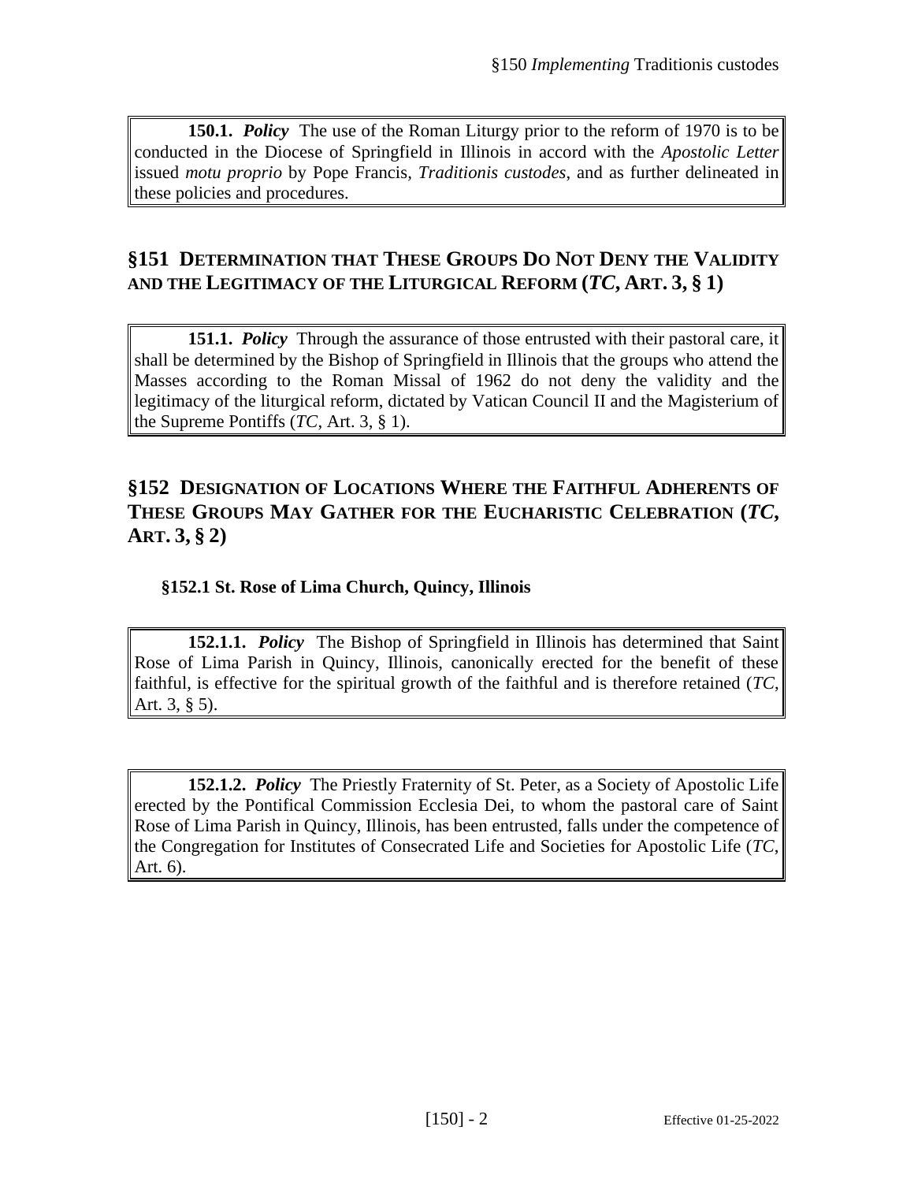**150.1.** ***Policy*** The use of the Roman Liturgy prior to the reform of 1970 is to be conducted in the Diocese of Springfield in Illinois in accord with the *Apostolic Letter* issued *motu proprio* by Pope Francis, *Traditionis custodes*, and as further delineated in these policies and procedures.

## §151 Determination that These Groups Do Not Deny the Validity and the Legitimacy of the Liturgical Reform (*TC*, Art. 3, § 1)

**151.1.** ***Policy*** Through the assurance of those entrusted with their pastoral care, it shall be determined by the Bishop of Springfield in Illinois that the groups who attend the Masses according to the Roman Missal of 1962 do not deny the validity and the legitimacy of the liturgical reform, dictated by Vatican Council II and the Magisterium of the Supreme Pontiffs (*TC*, Art. 3, § 1).

## §152 Designation of Locations Where the Faithful Adherents of These Groups May Gather for the Eucharistic Celebration (*TC*, Art. 3, § 2)

### §152.1 St. Rose of Lima Church, Quincy, Illinois

**152.1.1.** ***Policy*** The Bishop of Springfield in Illinois has determined that Saint Rose of Lima Parish in Quincy, Illinois, canonically erected for the benefit of these faithful, is effective for the spiritual growth of the faithful and is therefore retained (*TC*, Art. 3, § 5).

**152.1.2.** ***Policy*** The Priestly Fraternity of St. Peter, as a Society of Apostolic Life erected by the Pontifical Commission Ecclesia Dei, to whom the pastoral care of Saint Rose of Lima Parish in Quincy, Illinois, has been entrusted, falls under the competence of the Congregation for Institutes of Consecrated Life and Societies for Apostolic Life (*TC*, Art. 6).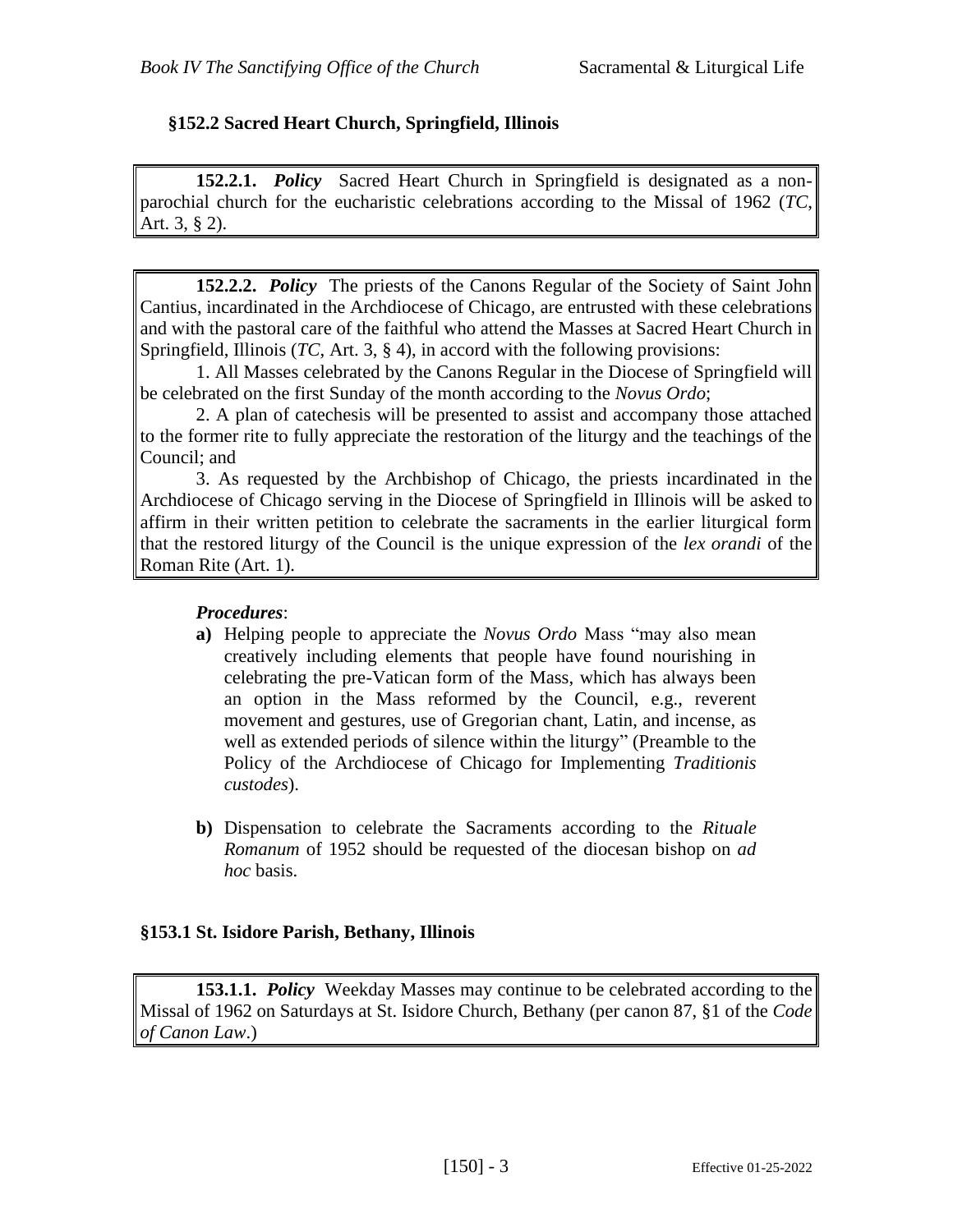## §152.2 Sacred Heart Church, Springfield, Illinois

**152.2.1.** ***Policy*** Sacred Heart Church in Springfield is designated as a non-parochial church for the eucharistic celebrations according to the Missal of 1962 (*TC*, Art. 3, § 2).

**152.2.2.** ***Policy*** The priests of the Canons Regular of the Society of Saint John Cantius, incardinated in the Archdiocese of Chicago, are entrusted with these celebrations and with the pastoral care of the faithful who attend the Masses at Sacred Heart Church in Springfield, Illinois (*TC*, Art. 3, § 4), in accord with the following provisions:

1. All Masses celebrated by the Canons Regular in the Diocese of Springfield will be celebrated on the first Sunday of the month according to the *Novus Ordo*;
2. A plan of catechesis will be presented to assist and accompany those attached to the former rite to fully appreciate the restoration of the liturgy and the teachings of the Council; and
3. As requested by the Archbishop of Chicago, the priests incardinated in the Archdiocese of Chicago serving in the Diocese of Springfield in Illinois will be asked to affirm in their written petition to celebrate the sacraments in the earlier liturgical form that the restored liturgy of the Council is the unique expression of the *lex orandi* of the Roman Rite (Art. 1).

***Procedures***:

**a)** Helping people to appreciate the *Novus Ordo* Mass "may also mean creatively including elements that people have found nourishing in celebrating the pre-Vatican form of the Mass, which has always been an option in the Mass reformed by the Council, e.g., reverent movement and gestures, use of Gregorian chant, Latin, and incense, as well as extended periods of silence within the liturgy" (Preamble to the Policy of the Archdiocese of Chicago for Implementing *Traditionis custodes*).

**b)** Dispensation to celebrate the Sacraments according to the *Rituale Romanum* of 1952 should be requested of the diocesan bishop on *ad hoc* basis.

## §153.1 St. Isidore Parish, Bethany, Illinois

**153.1.1.** ***Policy*** Weekday Masses may continue to be celebrated according to the Missal of 1962 on Saturdays at St. Isidore Church, Bethany (per canon 87, §1 of the *Code of Canon Law*.)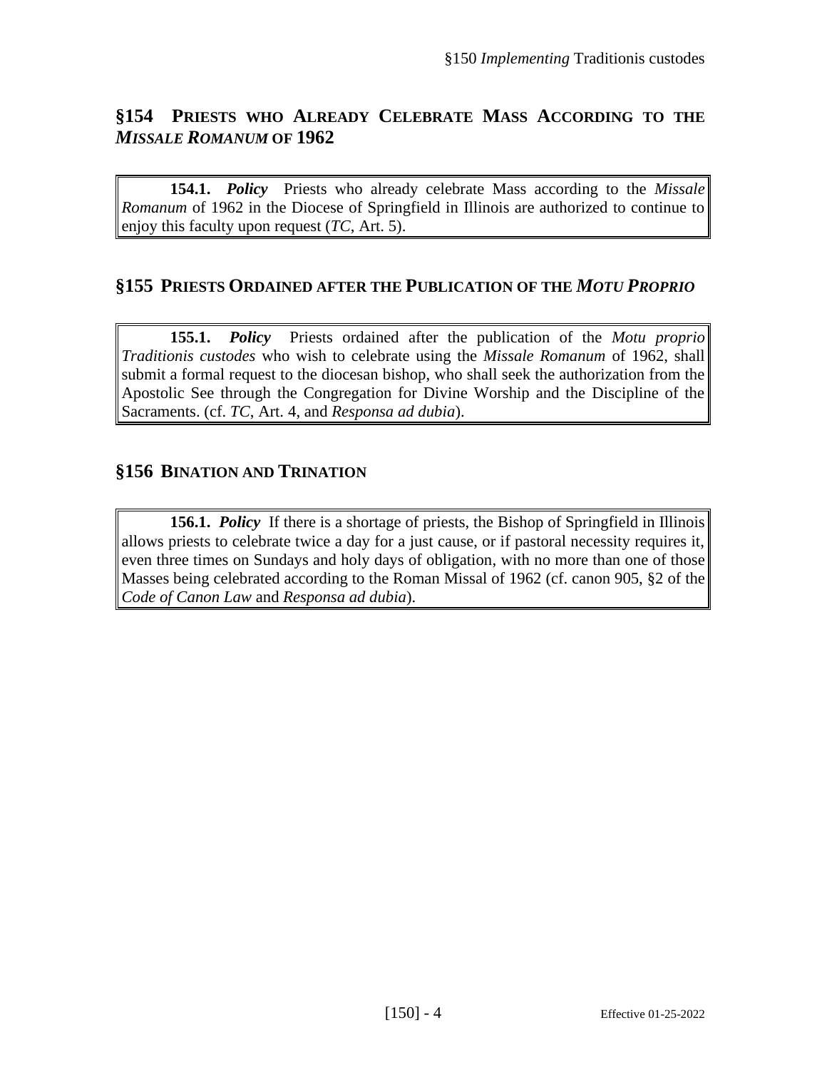## §154 PRIESTS WHO ALREADY CELEBRATE MASS ACCORDING TO THE *MISSALE ROMANUM* OF 1962

**154.1.** ***Policy*** Priests who already celebrate Mass according to the *Missale Romanum* of 1962 in the Diocese of Springfield in Illinois are authorized to continue to enjoy this faculty upon request (*TC*, Art. 5).

## §155 PRIESTS ORDAINED AFTER THE PUBLICATION OF THE *MOTU PROPRIO*

**155.1.** ***Policy*** Priests ordained after the publication of the *Motu proprio Traditionis custodes* who wish to celebrate using the *Missale Romanum* of 1962, shall submit a formal request to the diocesan bishop, who shall seek the authorization from the Apostolic See through the Congregation for Divine Worship and the Discipline of the Sacraments. (cf. *TC*, Art. 4, and *Responsa ad dubia*).

## §156 BINATION AND TRINATION

**156.1.** ***Policy*** If there is a shortage of priests, the Bishop of Springfield in Illinois allows priests to celebrate twice a day for a just cause, or if pastoral necessity requires it, even three times on Sundays and holy days of obligation, with no more than one of those Masses being celebrated according to the Roman Missal of 1962 (cf. canon 905, §2 of the *Code of Canon Law* and *Responsa ad dubia*).

Effective 01-25-2022